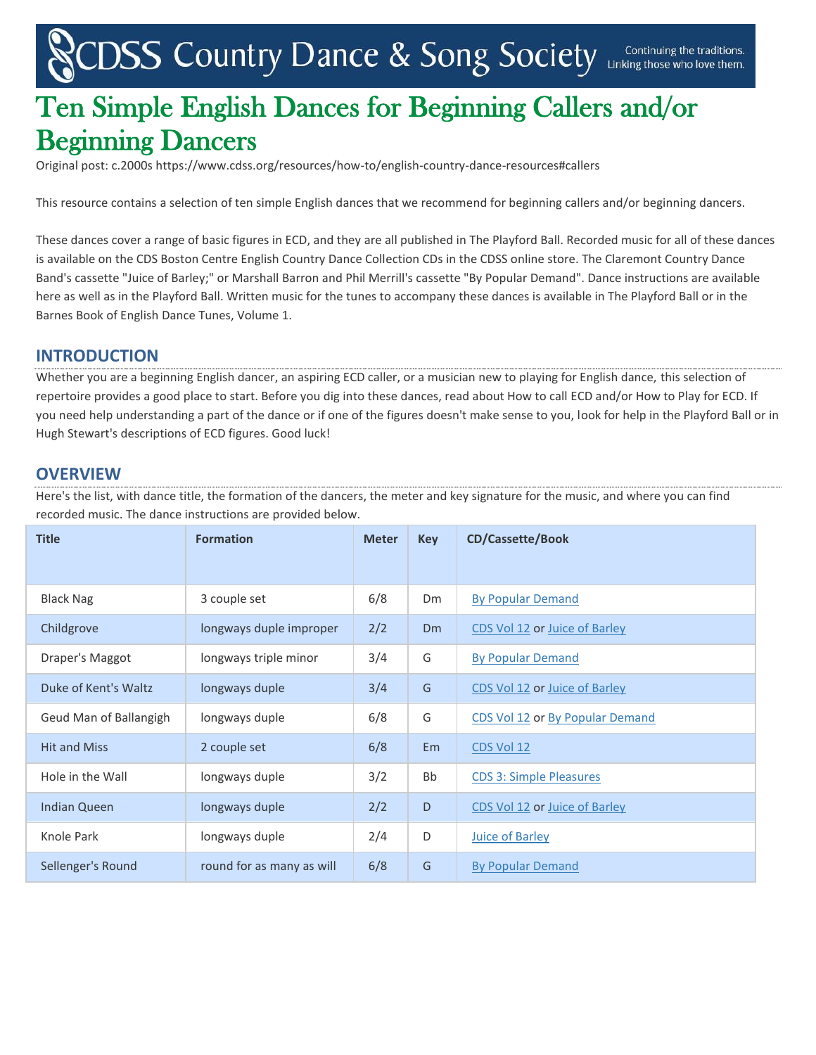CDSS Country Dance & Song Society — Continuing the traditions. Linking those who love them.

# Ten Simple English Dances for Beginning Callers and/or Beginning Dancers

Original post: c.2000s https://www.cdss.org/resources/how-to/english-country-dance-resources#callers

This resource contains a selection of ten simple English dances that we recommend for beginning callers and/or beginning dancers.

These dances cover a range of basic figures in ECD, and they are all published in The Playford Ball. Recorded music for all of these dances is available on the CDS Boston Centre English Country Dance Collection CDs in the CDSS online store. The Claremont Country Dance Band's cassette "Juice of Barley;" or Marshall Barron and Phil Merrill's cassette "By Popular Demand". Dance instructions are available here as well as in the Playford Ball. Written music for the tunes to accompany these dances is available in The Playford Ball or in the Barnes Book of English Dance Tunes, Volume 1.

## INTRODUCTION

Whether you are a beginning English dancer, an aspiring ECD caller, or a musician new to playing for English dance, this selection of repertoire provides a good place to start. Before you dig into these dances, read about How to call ECD and/or How to Play for ECD. If you need help understanding a part of the dance or if one of the figures doesn't make sense to you, look for help in the Playford Ball or in Hugh Stewart's descriptions of ECD figures. Good luck!

## OVERVIEW

Here's the list, with dance title, the formation of the dancers, the meter and key signature for the music, and where you can find recorded music. The dance instructions are provided below.

| Title | Formation | Meter | Key | CD/Cassette/Book |
|---|---|---|---|---|
| Black Nag | 3 couple set | 6/8 | Dm | By Popular Demand |
| Childgrove | longways duple improper | 2/2 | Dm | CDS Vol 12 or Juice of Barley |
| Draper's Maggot | longways triple minor | 3/4 | G | By Popular Demand |
| Duke of Kent's Waltz | longways duple | 3/4 | G | CDS Vol 12 or Juice of Barley |
| Geud Man of Ballangigh | longways duple | 6/8 | G | CDS Vol 12 or By Popular Demand |
| Hit and Miss | 2 couple set | 6/8 | Em | CDS Vol 12 |
| Hole in the Wall | longways duple | 3/2 | Bb | CDS 3: Simple Pleasures |
| Indian Queen | longways duple | 2/2 | D | CDS Vol 12 or Juice of Barley |
| Knole Park | longways duple | 2/4 | D | Juice of Barley |
| Sellenger's Round | round for as many as will | 6/8 | G | By Popular Demand |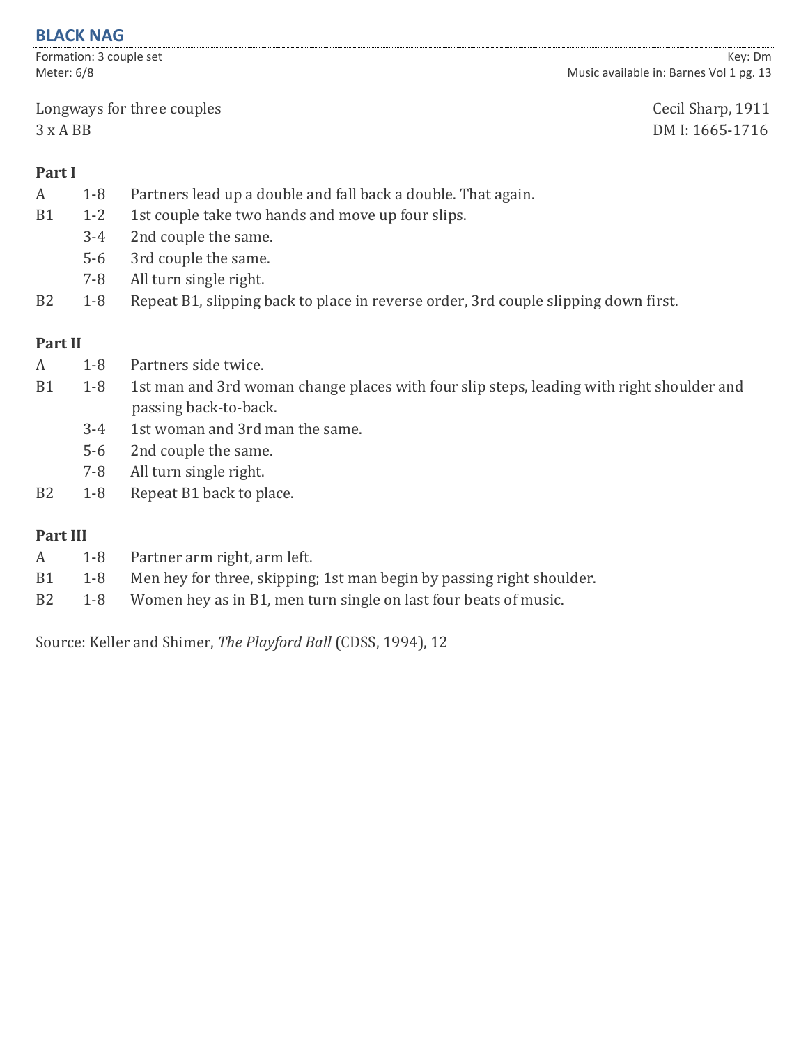## BLACK NAG

Formation: 3 couple set
Meter: 6/8

Key: Dm
Music available in: Barnes Vol 1 pg. 13

Longways for three couples
3 x A BB

Cecil Sharp, 1911
DM I: 1665-1716

**Part I**

| | | |
|---|---|---|
| A | 1-8 | Partners lead up a double and fall back a double. That again. |
| B1 | 1-2 | 1st couple take two hands and move up four slips. |
| | 3-4 | 2nd couple the same. |
| | 5-6 | 3rd couple the same. |
| | 7-8 | All turn single right. |
| B2 | 1-8 | Repeat B1, slipping back to place in reverse order, 3rd couple slipping down first. |

**Part II**

| | | |
|---|---|---|
| A | 1-8 | Partners side twice. |
| B1 | 1-8 | 1st man and 3rd woman change places with four slip steps, leading with right shoulder and passing back-to-back. |
| | 3-4 | 1st woman and 3rd man the same. |
| | 5-6 | 2nd couple the same. |
| | 7-8 | All turn single right. |
| B2 | 1-8 | Repeat B1 back to place. |

**Part III**

| | | |
|---|---|---|
| A | 1-8 | Partner arm right, arm left. |
| B1 | 1-8 | Men hey for three, skipping; 1st man begin by passing right shoulder. |
| B2 | 1-8 | Women hey as in B1, men turn single on last four beats of music. |

Source: Keller and Shimer, *The Playford Ball* (CDSS, 1994), 12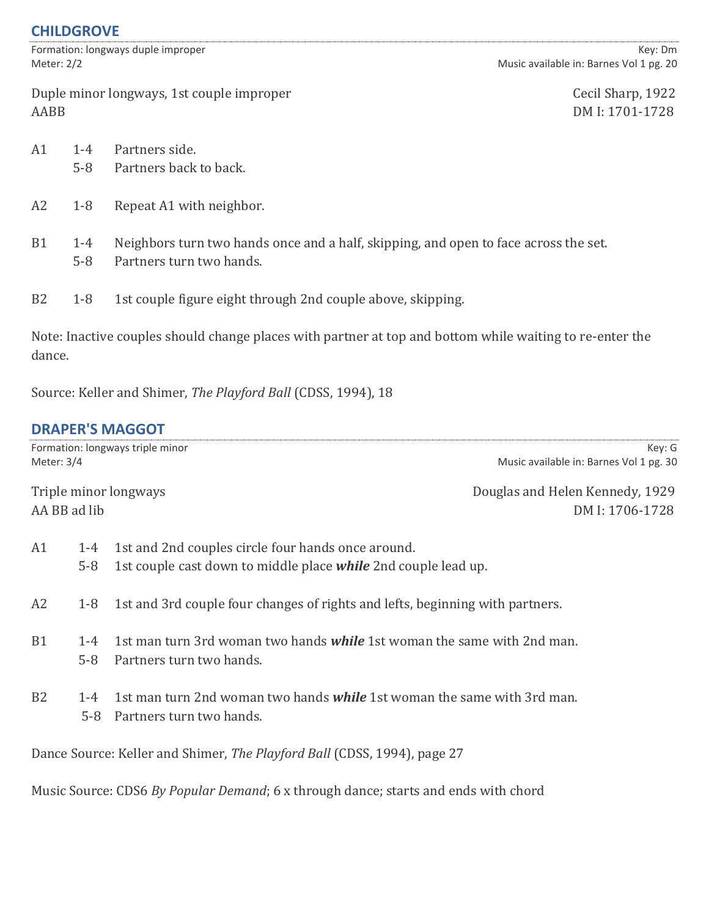## CHILDGROVE

Formation: longways duple improper — Key: Dm
Meter: 2/2 — Music available in: Barnes Vol 1 pg. 20

Duple minor longways, 1st couple improper — Cecil Sharp, 1922
AABB — DM I: 1701-1728

| | | |
|---|---|---|
| A1 | 1-4 | Partners side. |
| | 5-8 | Partners back to back. |
| A2 | 1-8 | Repeat A1 with neighbor. |
| B1 | 1-4 | Neighbors turn two hands once and a half, skipping, and open to face across the set. |
| | 5-8 | Partners turn two hands. |
| B2 | 1-8 | 1st couple figure eight through 2nd couple above, skipping. |

Note: Inactive couples should change places with partner at top and bottom while waiting to re-enter the dance.

Source: Keller and Shimer, *The Playford Ball* (CDSS, 1994), 18

## DRAPER'S MAGGOT

Formation: longways triple minor — Key: G
Meter: 3/4 — Music available in: Barnes Vol 1 pg. 30

Triple minor longways — Douglas and Helen Kennedy, 1929
AA BB ad lib — DM I: 1706-1728

| | | |
|---|---|---|
| A1 | 1-4 | 1st and 2nd couples circle four hands once around. |
| | 5-8 | 1st couple cast down to middle place ***while*** 2nd couple lead up. |
| A2 | 1-8 | 1st and 3rd couple four changes of rights and lefts, beginning with partners. |
| B1 | 1-4 | 1st man turn 3rd woman two hands ***while*** 1st woman the same with 2nd man. |
| | 5-8 | Partners turn two hands. |
| B2 | 1-4 | 1st man turn 2nd woman two hands ***while*** 1st woman the same with 3rd man. |
| | 5-8 | Partners turn two hands. |

Dance Source: Keller and Shimer, *The Playford Ball* (CDSS, 1994), page 27

Music Source: CDS6 *By Popular Demand*; 6 x through dance; starts and ends with chord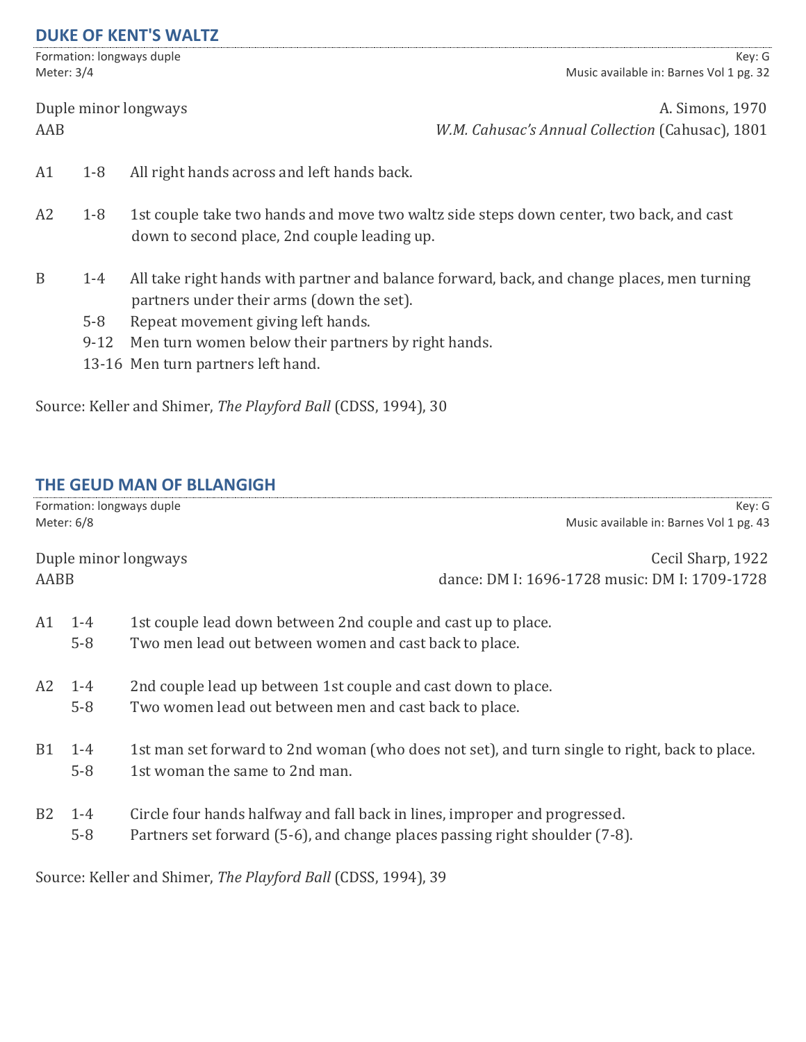## DUKE OF KENT'S WALTZ

Formation: longways duple | Key: G
Meter: 3/4 | Music available in: Barnes Vol 1 pg. 32

Duple minor longways | A. Simons, 1970
AAB | *W.M. Cahusac's Annual Collection* (Cahusac), 1801

A1 1-8 All right hands across and left hands back.

A2 1-8 1st couple take two hands and move two waltz side steps down center, two back, and cast down to second place, 2nd couple leading up.

B 1-4 All take right hands with partner and balance forward, back, and change places, men turning partners under their arms (down the set).
 5-8 Repeat movement giving left hands.
 9-12 Men turn women below their partners by right hands.
 13-16 Men turn partners left hand.

Source: Keller and Shimer, *The Playford Ball* (CDSS, 1994), 30

## THE GEUD MAN OF BLLANGIGH

Formation: longways duple | Key: G
Meter: 6/8 | Music available in: Barnes Vol 1 pg. 43

Duple minor longways | Cecil Sharp, 1922
AABB | dance: DM I: 1696-1728 music: DM I: 1709-1728

A1 1-4 1st couple lead down between 2nd couple and cast up to place.
 5-8 Two men lead out between women and cast back to place.

A2 1-4 2nd couple lead up between 1st couple and cast down to place.
 5-8 Two women lead out between men and cast back to place.

B1 1-4 1st man set forward to 2nd woman (who does not set), and turn single to right, back to place.
 5-8 1st woman the same to 2nd man.

B2 1-4 Circle four hands halfway and fall back in lines, improper and progressed.
 5-8 Partners set forward (5-6), and change places passing right shoulder (7-8).

Source: Keller and Shimer, *The Playford Ball* (CDSS, 1994), 39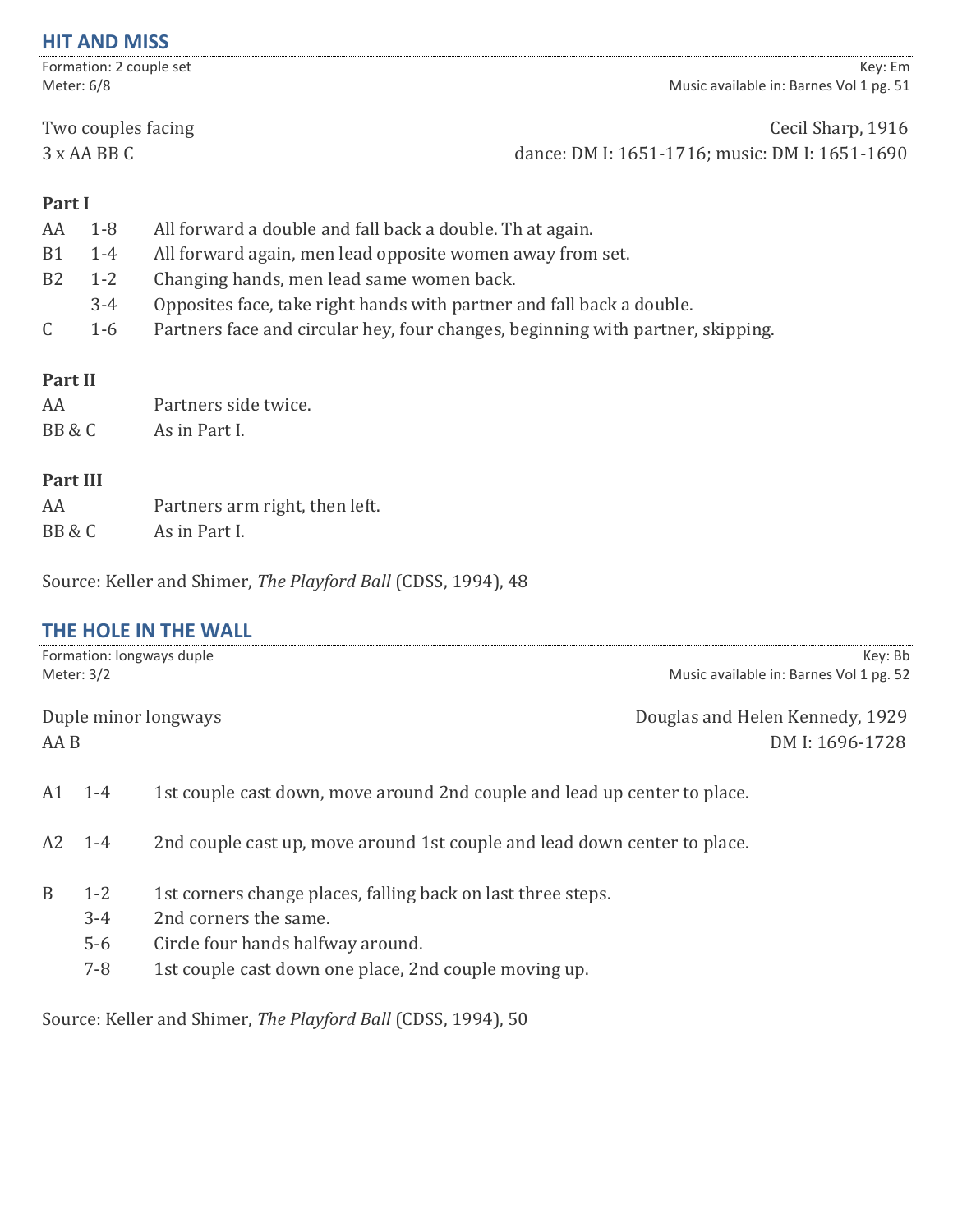## HIT AND MISS

| Formation: 2 couple set | Key: Em |
|---|---|
| Meter: 6/8 | Music available in: Barnes Vol 1 pg. 51 |

| Two couples facing | Cecil Sharp, 1916 |
|---|---|
| 3 x AA BB C | dance: DM I: 1651-1716; music: DM I: 1651-1690 |

**Part I**

| | | |
|---|---|---|
| AA | 1-8 | All forward a double and fall back a double. Th at again. |
| B1 | 1-4 | All forward again, men lead opposite women away from set. |
| B2 | 1-2 | Changing hands, men lead same women back. |
| | 3-4 | Opposites face, take right hands with partner and fall back a double. |
| C | 1-6 | Partners face and circular hey, four changes, beginning with partner, skipping. |

**Part II**

| | |
|---|---|
| AA | Partners side twice. |
| BB & C | As in Part I. |

**Part III**

| | |
|---|---|
| AA | Partners arm right, then left. |
| BB & C | As in Part I. |

Source: Keller and Shimer, *The Playford Ball* (CDSS, 1994), 48

## THE HOLE IN THE WALL

| Formation: longways duple | Key: Bb |
|---|---|
| Meter: 3/2 | Music available in: Barnes Vol 1 pg. 52 |

| Duple minor longways | Douglas and Helen Kennedy, 1929 |
|---|---|
| AA B | DM I: 1696-1728 |

| | | |
|---|---|---|
| A1 | 1-4 | 1st couple cast down, move around 2nd couple and lead up center to place. |
| A2 | 1-4 | 2nd couple cast up, move around 1st couple and lead down center to place. |
| B | 1-2 | 1st corners change places, falling back on last three steps. |
| | 3-4 | 2nd corners the same. |
| | 5-6 | Circle four hands halfway around. |
| | 7-8 | 1st couple cast down one place, 2nd couple moving up. |

Source: Keller and Shimer, *The Playford Ball* (CDSS, 1994), 50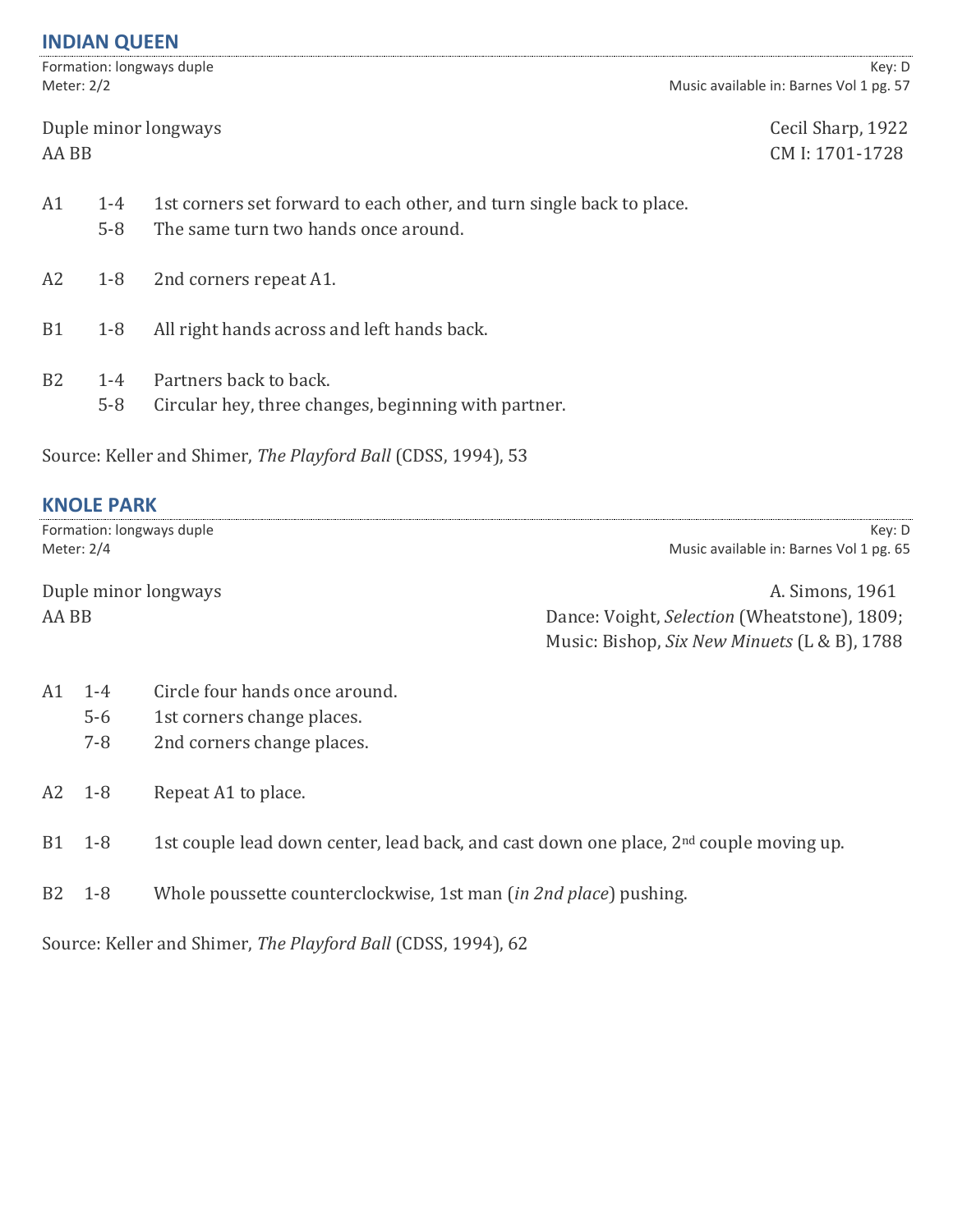## INDIAN QUEEN

Formation: longways duple — Key: D
Meter: 2/2 — Music available in: Barnes Vol 1 pg. 57

Duple minor longways — Cecil Sharp, 1922
AA BB — CM I: 1701-1728

| | | |
|---|---|---|
| A1 | 1-4 | 1st corners set forward to each other, and turn single back to place. |
| | 5-8 | The same turn two hands once around. |
| A2 | 1-8 | 2nd corners repeat A1. |
| B1 | 1-8 | All right hands across and left hands back. |
| B2 | 1-4 | Partners back to back. |
| | 5-8 | Circular hey, three changes, beginning with partner. |

Source: Keller and Shimer, *The Playford Ball* (CDSS, 1994), 53

## KNOLE PARK

Formation: longways duple — Key: D
Meter: 2/4 — Music available in: Barnes Vol 1 pg. 65

Duple minor longways — A. Simons, 1961
AA BB — Dance: Voight, *Selection* (Wheatstone), 1809; Music: Bishop, *Six New Minuets* (L & B), 1788

| | | |
|---|---|---|
| A1 | 1-4 | Circle four hands once around. |
| | 5-6 | 1st corners change places. |
| | 7-8 | 2nd corners change places. |
| A2 | 1-8 | Repeat A1 to place. |
| B1 | 1-8 | 1st couple lead down center, lead back, and cast down one place, 2nd couple moving up. |
| B2 | 1-8 | Whole poussette counterclockwise, 1st man (*in 2nd place*) pushing. |

Source: Keller and Shimer, *The Playford Ball* (CDSS, 1994), 62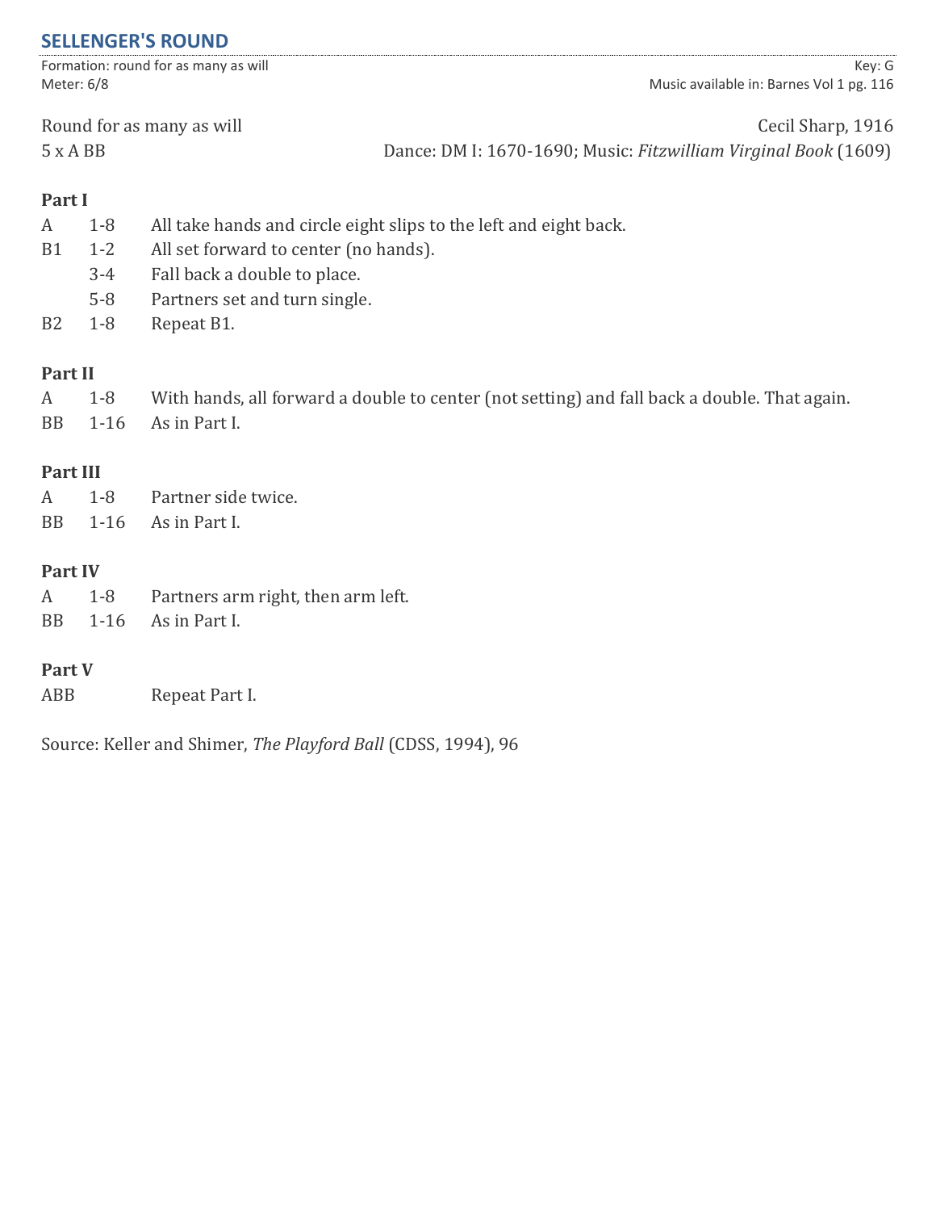## SELLENGER'S ROUND

Formation: round for as many as will — Key: G
Meter: 6/8 — Music available in: Barnes Vol 1 pg. 116

Round for as many as will — Cecil Sharp, 1916
5 x A BB — Dance: DM I: 1670-1690; Music: *Fitzwilliam Virginal Book* (1609)

**Part I**

| | | |
|---|---|---|
| A | 1-8 | All take hands and circle eight slips to the left and eight back. |
| B1 | 1-2 | All set forward to center (no hands). |
| | 3-4 | Fall back a double to place. |
| | 5-8 | Partners set and turn single. |
| B2 | 1-8 | Repeat B1. |

**Part II**

| | | |
|---|---|---|
| A | 1-8 | With hands, all forward a double to center (not setting) and fall back a double. That again. |
| BB | 1-16 | As in Part I. |

**Part III**

| | | |
|---|---|---|
| A | 1-8 | Partner side twice. |
| BB | 1-16 | As in Part I. |

**Part IV**

| | | |
|---|---|---|
| A | 1-8 | Partners arm right, then arm left. |
| BB | 1-16 | As in Part I. |

**Part V**

| | |
|---|---|
| ABB | Repeat Part I. |

Source: Keller and Shimer, *The Playford Ball* (CDSS, 1994), 96